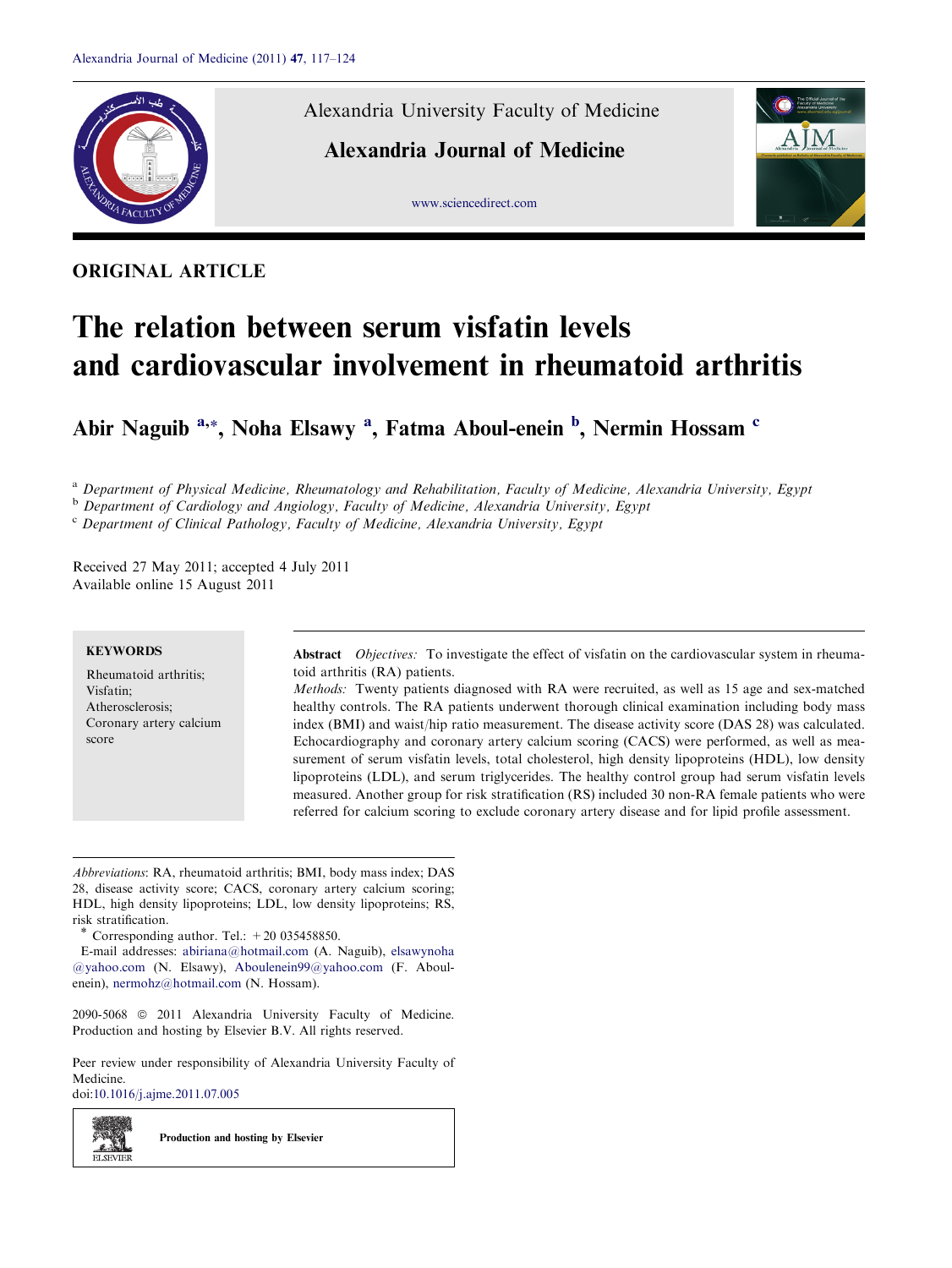ORIGINAL ARTICLE

# The relation between serum visfatin levels and cardiovascular involvement in rheumatoid arthritis

**Abir Naguib [a,*], Noha Elsawy [a], Fatma Aboul-enein [b], Nermin Hossam [c]**

[a] Department of Physical Medicine, Rheumatology and Rehabilitation, Faculty of Medicine, Alexandria University, Egypt
[b] Department of Cardiology and Angiology, Faculty of Medicine, Alexandria University, Egypt
[c] Department of Clinical Pathology, Faculty of Medicine, Alexandria University, Egypt

Received 27 May 2011; accepted 4 July 2011
Available online 15 August 2011

**KEYWORDS**

Rheumatoid arthritis;
Visfatin;
Atherosclerosis;
Coronary artery calcium score

**Abstract** *Objectives:* To investigate the effect of visfatin on the cardiovascular system in rheumatoid arthritis (RA) patients.

*Methods:* Twenty patients diagnosed with RA were recruited, as well as 15 age and sex-matched healthy controls. The RA patients underwent thorough clinical examination including body mass index (BMI) and waist/hip ratio measurement. The disease activity score (DAS 28) was calculated. Echocardiography and coronary artery calcium scoring (CACS) were performed, as well as measurement of serum visfatin levels, total cholesterol, high density lipoproteins (HDL), low density lipoproteins (LDL), and serum triglycerides. The healthy control group had serum visfatin levels measured. Another group for risk stratification (RS) included 30 non-RA female patients who were referred for calcium scoring to exclude coronary artery disease and for lipid profile assessment.

*Abbreviations*: RA, rheumatoid arthritis; BMI, body mass index; DAS 28, disease activity score; CACS, coronary artery calcium scoring; HDL, high density lipoproteins; LDL, low density lipoproteins; RS, risk stratification.

\* Corresponding author. Tel.: +20 035458850.
E-mail addresses: abiriana@hotmail.com (A. Naguib), elsawynoha@yahoo.com (N. Elsawy), Aboulenein99@yahoo.com (F. Aboulenein), nermohz@hotmail.com (N. Hossam).

2090-5068 © 2011 Alexandria University Faculty of Medicine. Production and hosting by Elsevier B.V. All rights reserved.

Peer review under responsibility of Alexandria University Faculty of Medicine.
doi:10.1016/j.ajme.2011.07.005

Production and hosting by Elsevier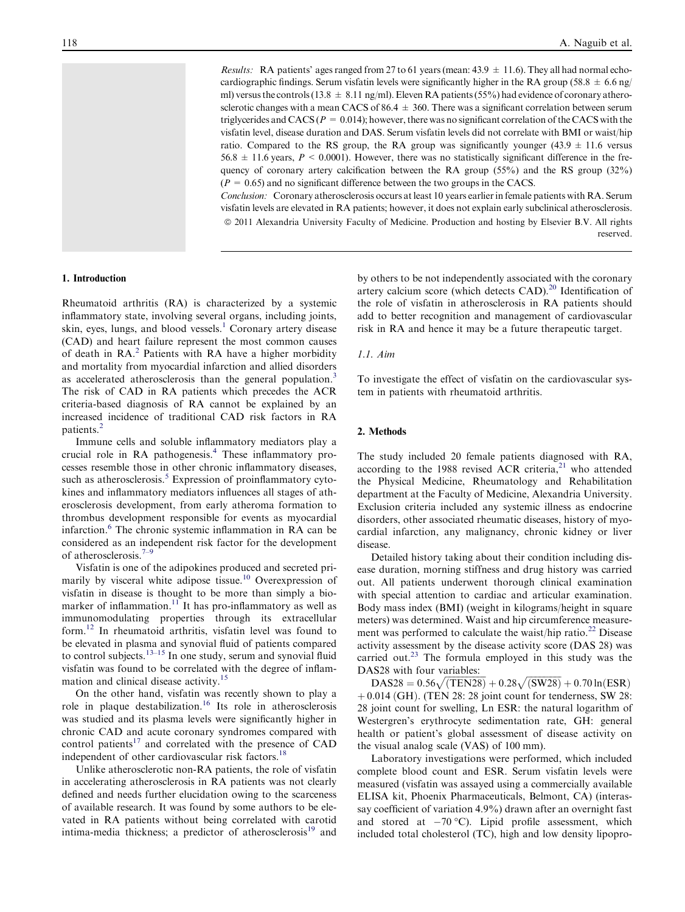*Results:* RA patients' ages ranged from 27 to 61 years (mean: $43.9 \pm 11.6$). They all had normal echocardiographic findings. Serum visfatin levels were significantly higher in the RA group ($58.8 \pm 6.6$ ng/ml) versus the controls ($13.8 \pm 8.11$ ng/ml). Eleven RA patients (55%) had evidence of coronary atherosclerotic changes with a mean CACS of $86.4 \pm 360$. There was a significant correlation between serum triglycerides and CACS ($P = 0.014$); however, there was no significant correlation of the CACS with the visfatin level, disease duration and DAS. Serum visfatin levels did not correlate with BMI or waist/hip ratio. Compared to the RS group, the RA group was significantly younger ($43.9 \pm 11.6$ versus $56.8 \pm 11.6$ years, $P < 0.0001$). However, there was no statistically significant difference in the frequency of coronary artery calcification between the RA group (55%) and the RS group (32%) ($P = 0.65$) and no significant difference between the two groups in the CACS.

*Conclusion:* Coronary atherosclerosis occurs at least 10 years earlier in female patients with RA. Serum visfatin levels are elevated in RA patients; however, it does not explain early subclinical atherosclerosis.

© 2011 Alexandria University Faculty of Medicine. Production and hosting by Elsevier B.V. All rights reserved.

## 1. Introduction

Rheumatoid arthritis (RA) is characterized by a systemic inflammatory state, involving several organs, including joints, skin, eyes, lungs, and blood vessels.[1] Coronary artery disease (CAD) and heart failure represent the most common causes of death in RA.[2] Patients with RA have a higher morbidity and mortality from myocardial infarction and allied disorders as accelerated atherosclerosis than the general population.[3] The risk of CAD in RA patients which precedes the ACR criteria-based diagnosis of RA cannot be explained by an increased incidence of traditional CAD risk factors in RA patients.[2]

Immune cells and soluble inflammatory mediators play a crucial role in RA pathogenesis.[4] These inflammatory processes resemble those in other chronic inflammatory diseases, such as atherosclerosis.[5] Expression of proinflammatory cytokines and inflammatory mediators influences all stages of atherosclerosis development, from early atheroma formation to thrombus development responsible for events as myocardial infarction.[6] The chronic systemic inflammation in RA can be considered as an independent risk factor for the development of atherosclerosis.[7–9]

Visfatin is one of the adipokines produced and secreted primarily by visceral white adipose tissue.[10] Overexpression of visfatin in disease is thought to be more than simply a biomarker of inflammation.[11] It has pro-inflammatory as well as immunomodulating properties through its extracellular form.[12] In rheumatoid arthritis, visfatin level was found to be elevated in plasma and synovial fluid of patients compared to control subjects.[13–15] In one study, serum and synovial fluid visfatin was found to be correlated with the degree of inflammation and clinical disease activity.[15]

On the other hand, visfatin was recently shown to play a role in plaque destabilization.[16] Its role in atherosclerosis was studied and its plasma levels were significantly higher in chronic CAD and acute coronary syndromes compared with control patients[17] and correlated with the presence of CAD independent of other cardiovascular risk factors.[18]

Unlike atherosclerotic non-RA patients, the role of visfatin in accelerating atherosclerosis in RA patients was not clearly defined and needs further elucidation owing to the scarceness of available research. It was found by some authors to be elevated in RA patients without being correlated with carotid intima-media thickness; a predictor of atherosclerosis[19] and by others to be not independently associated with the coronary artery calcium score (which detects CAD).[20] Identification of the role of visfatin in atherosclerosis in RA patients should add to better recognition and management of cardiovascular risk in RA and hence it may be a future therapeutic target.

### 1.1. Aim

To investigate the effect of visfatin on the cardiovascular system in patients with rheumatoid arthritis.

## 2. Methods

The study included 20 female patients diagnosed with RA, according to the 1988 revised ACR criteria,[21] who attended the Physical Medicine, Rheumatology and Rehabilitation department at the Faculty of Medicine, Alexandria University. Exclusion criteria included any systemic illness as endocrine disorders, other associated rheumatic diseases, history of myocardial infarction, any malignancy, chronic kidney or liver disease.

Detailed history taking about their condition including disease duration, morning stiffness and drug history was carried out. All patients underwent thorough clinical examination with special attention to cardiac and articular examination. Body mass index (BMI) (weight in kilograms/height in square meters) was determined. Waist and hip circumference measurement was performed to calculate the waist/hip ratio.[22] Disease activity assessment by the disease activity score (DAS 28) was carried out.[23] The formula employed in this study was the DAS28 with four variables:

$$\mathrm{DAS28} = 0.56\sqrt{(\mathrm{TEN28})} + 0.28\sqrt{(\mathrm{SW28})} + 0.70\ln(\mathrm{ESR}) + 0.014\,(\mathrm{GH}).$$

(TEN 28: 28 joint count for tenderness, SW 28: 28 joint count for swelling, Ln ESR: the natural logarithm of Westergren's erythrocyte sedimentation rate, GH: general health or patient's global assessment of disease activity on the visual analog scale (VAS) of 100 mm).

Laboratory investigations were performed, which included complete blood count and ESR. Serum visfatin levels were measured (visfatin was assayed using a commercially available ELISA kit, Phoenix Pharmaceuticals, Belmont, CA) (interassay coefficient of variation 4.9%) drawn after an overnight fast and stored at $-70\,°\mathrm{C}$). Lipid profile assessment, which included total cholesterol (TC), high and low density lipopro-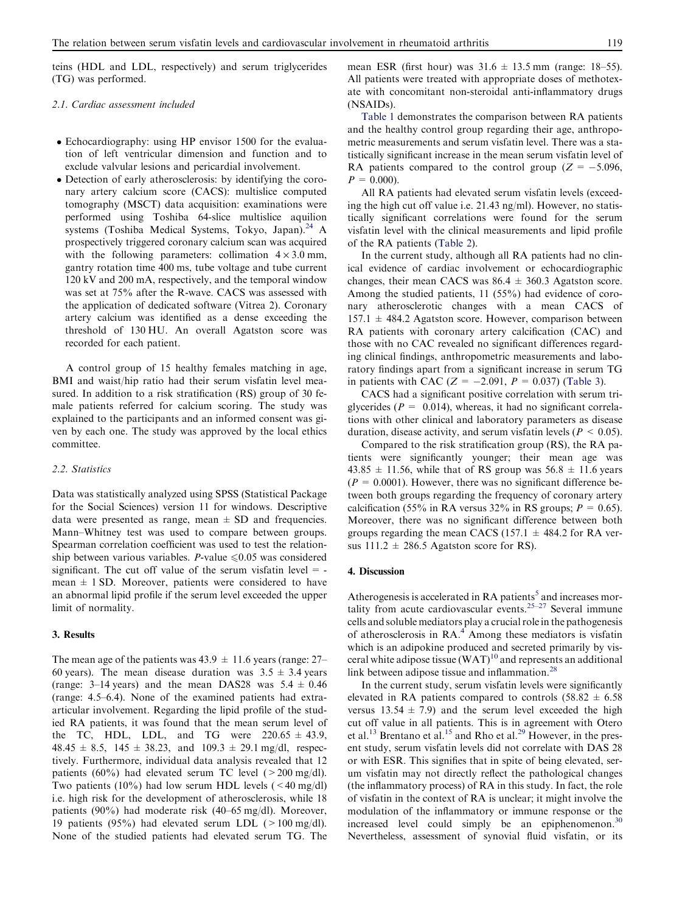teins (HDL and LDL, respectively) and serum triglycerides (TG) was performed.

### 2.1. Cardiac assessment included

- Echocardiography: using HP envisor 1500 for the evaluation of left ventricular dimension and function and to exclude valvular lesions and pericardial involvement.
- Detection of early atherosclerosis: by identifying the coronary artery calcium score (CACS): multislice computed tomography (MSCT) data acquisition: examinations were performed using Toshiba 64-slice multislice aquilion systems (Toshiba Medical Systems, Tokyo, Japan).[24] A prospectively triggered coronary calcium scan was acquired with the following parameters: collimation $4 \times 3.0$ mm, gantry rotation time 400 ms, tube voltage and tube current 120 kV and 200 mA, respectively, and the temporal window was set at 75% after the R-wave. CACS was assessed with the application of dedicated software (Vitrea 2). Coronary artery calcium was identified as a dense exceeding the threshold of 130 HU. An overall Agatston score was recorded for each patient.

A control group of 15 healthy females matching in age, BMI and waist/hip ratio had their serum visfatin level measured. In addition to a risk stratification (RS) group of 30 female patients referred for calcium scoring. The study was explained to the participants and an informed consent was given by each one. The study was approved by the local ethics committee.

### 2.2. Statistics

Data was statistically analyzed using SPSS (Statistical Package for the Social Sciences) version 11 for windows. Descriptive data were presented as range, mean ± SD and frequencies. Mann–Whitney test was used to compare between groups. Spearman correlation coefficient was used to test the relationship between various variables. P-value $\leqslant 0.05$ was considered significant. The cut off value of the serum visfatin level = mean ± 1 SD. Moreover, patients were considered to have an abnormal lipid profile if the serum level exceeded the upper limit of normality.

## 3. Results

The mean age of the patients was 43.9 ± 11.6 years (range: 27–60 years). The mean disease duration was 3.5 ± 3.4 years (range: 3–14 years) and the mean DAS28 was 5.4 ± 0.46 (range: 4.5–6.4). None of the examined patients had extra-articular involvement. Regarding the lipid profile of the studied RA patients, it was found that the mean serum level of the TC, HDL, LDL, and TG were 220.65 ± 43.9, 48.45 ± 8.5, 145 ± 38.23, and 109.3 ± 29.1 mg/dl, respectively. Furthermore, individual data analysis revealed that 12 patients (60%) had elevated serum TC level (> 200 mg/dl). Two patients (10%) had low serum HDL levels (< 40 mg/dl) i.e. high risk for the development of atherosclerosis, while 18 patients (90%) had moderate risk (40–65 mg/dl). Moreover, 19 patients (95%) had elevated serum LDL (> 100 mg/dl). None of the studied patients had elevated serum TG. The mean ESR (first hour) was 31.6 ± 13.5 mm (range: 18–55). All patients were treated with appropriate doses of methotexate with concomitant non-steroidal anti-inflammatory drugs (NSAIDs).

Table 1 demonstrates the comparison between RA patients and the healthy control group regarding their age, anthropometric measurements and serum visfatin level. There was a statistically significant increase in the mean serum visfatin level of RA patients compared to the control group ($Z = -5.096$, $P = 0.000$).

All RA patients had elevated serum visfatin levels (exceeding the high cut off value i.e. 21.43 ng/ml). However, no statistically significant correlations were found for the serum visfatin level with the clinical measurements and lipid profile of the RA patients (Table 2).

In the current study, although all RA patients had no clinical evidence of cardiac involvement or echocardiographic changes, their mean CACS was 86.4 ± 360.3 Agatston score. Among the studied patients, 11 (55%) had evidence of coronary atherosclerotic changes with a mean CACS of 157.1 ± 484.2 Agatston score. However, comparison between RA patients with coronary artery calcification (CAC) and those with no CAC revealed no significant differences regarding clinical findings, anthropometric measurements and laboratory findings apart from a significant increase in serum TG in patients with CAC ($Z = -2.091$, $P = 0.037$) (Table 3).

CACS had a significant positive correlation with serum triglycerides ($P = 0.014$), whereas, it had no significant correlations with other clinical and laboratory parameters as disease duration, disease activity, and serum visfatin levels ($P < 0.05$).

Compared to the risk stratification group (RS), the RA patients were significantly younger; their mean age was 43.85 ± 11.56, while that of RS group was 56.8 ± 11.6 years ($P = 0.0001$). However, there was no significant difference between both groups regarding the frequency of coronary artery calcification (55% in RA versus 32% in RS groups; $P = 0.65$). Moreover, there was no significant difference between both groups regarding the mean CACS (157.1 ± 484.2 for RA versus 111.2 ± 286.5 Agatston score for RS).

## 4. Discussion

Atherogenesis is accelerated in RA patients[5] and increases mortality from acute cardiovascular events.[25–27] Several immune cells and soluble mediators play a crucial role in the pathogenesis of atherosclerosis in RA.[4] Among these mediators is visfatin which is an adipokine produced and secreted primarily by visceral white adipose tissue (WAT)[10] and represents an additional link between adipose tissue and inflammation.[28]

In the current study, serum visfatin levels were significantly elevated in RA patients compared to controls (58.82 ± 6.58 versus 13.54 ± 7.9) and the serum level exceeded the high cut off value in all patients. This is in agreement with Otero et al.[13] Brentano et al.[15] and Rho et al.[29] However, in the present study, serum visfatin levels did not correlate with DAS 28 or with ESR. This signifies that in spite of being elevated, serum visfatin may not directly reflect the pathological changes (the inflammatory process) of RA in this study. In fact, the role of visfatin in the context of RA is unclear; it might involve the modulation of the inflammatory or immune response or the increased level could simply be an epiphenomenon.[30] Nevertheless, assessment of synovial fluid visfatin, or its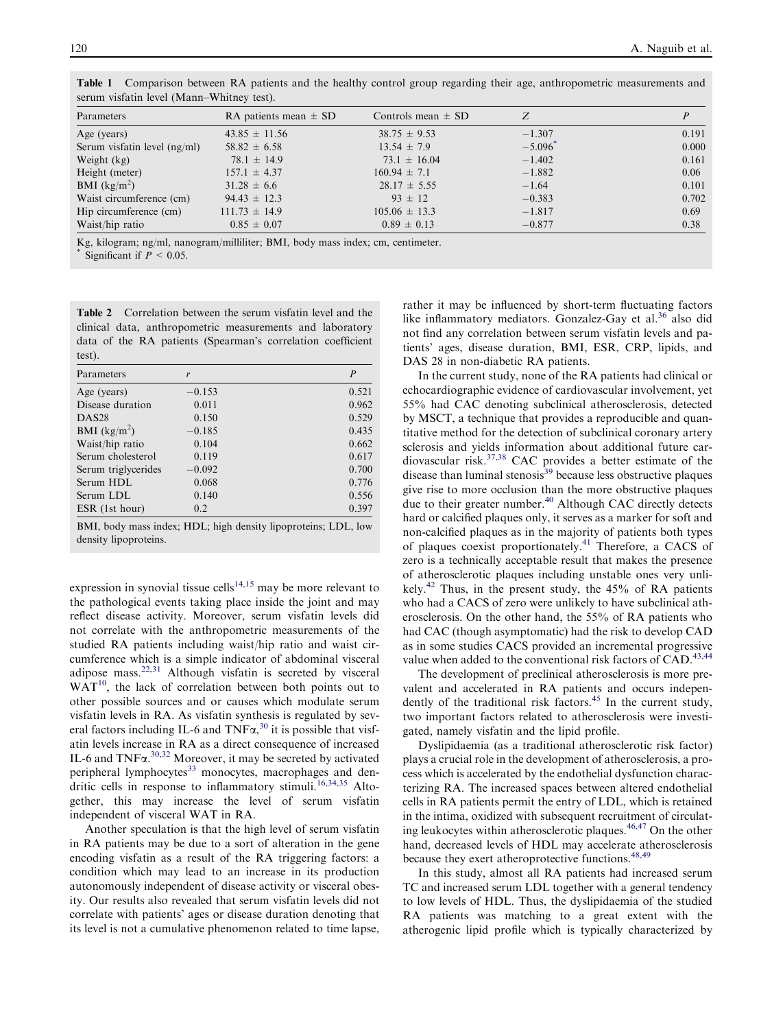**Table 1** Comparison between RA patients and the healthy control group regarding their age, anthropometric measurements and serum visfatin level (Mann–Whitney test).

| Parameters | RA patients mean ± SD | Controls mean ± SD | Z | P |
|---|---|---|---|---|
| Age (years) | 43.85 ± 11.56 | 38.75 ± 9.53 | −1.307 | 0.191 |
| Serum visfatin level (ng/ml) | 58.82 ± 6.58 | 13.54 ± 7.9 | −5.096* | 0.000 |
| Weight (kg) | 78.1 ± 14.9 | 73.1 ± 16.04 | −1.402 | 0.161 |
| Height (meter) | 157.1 ± 4.37 | 160.94 ± 7.1 | −1.882 | 0.06 |
| BMI (kg/m$^2$) | 31.28 ± 6.6 | 28.17 ± 5.55 | −1.64 | 0.101 |
| Waist circumference (cm) | 94.43 ± 12.3 | 93 ± 12 | −0.383 | 0.702 |
| Hip circumference (cm) | 111.73 ± 14.9 | 105.06 ± 13.3 | −1.817 | 0.69 |
| Waist/hip ratio | 0.85 ± 0.07 | 0.89 ± 0.13 | −0.877 | 0.38 |

Kg, kilogram; ng/ml, nanogram/milliliter; BMI, body mass index; cm, centimeter.
* Significant if $P < 0.05$.

**Table 2** Correlation between the serum visfatin level and the clinical data, anthropometric measurements and laboratory data of the RA patients (Spearman's correlation coefficient test).

| Parameters | r | P |
|---|---|---|
| Age (years) | −0.153 | 0.521 |
| Disease duration | 0.011 | 0.962 |
| DAS28 | 0.150 | 0.529 |
| BMI (kg/m$^2$) | −0.185 | 0.435 |
| Waist/hip ratio | 0.104 | 0.662 |
| Serum cholesterol | 0.119 | 0.617 |
| Serum triglycerides | −0.092 | 0.700 |
| Serum HDL | 0.068 | 0.776 |
| Serum LDL | 0.140 | 0.556 |
| ESR (1st hour) | 0.2 | 0.397 |

BMI, body mass index; HDL; high density lipoproteins; LDL, low density lipoproteins.

expression in synovial tissue cells[14,15] may be more relevant to the pathological events taking place inside the joint and may reflect disease activity. Moreover, serum visfatin levels did not correlate with the anthropometric measurements of the studied RA patients including waist/hip ratio and waist circumference which is a simple indicator of abdominal visceral adipose mass.[22,31] Although visfatin is secreted by visceral WAT[10], the lack of correlation between both points out to other possible sources and or causes which modulate serum visfatin levels in RA. As visfatin synthesis is regulated by several factors including IL-6 and TNF$\alpha$,[30] it is possible that visfatin levels increase in RA as a direct consequence of increased IL-6 and TNF$\alpha$.[30,32] Moreover, it may be secreted by activated peripheral lymphocytes[33] monocytes, macrophages and dendritic cells in response to inflammatory stimuli.[16,34,35] Altogether, this may increase the level of serum visfatin independent of visceral WAT in RA.

Another speculation is that the high level of serum visfatin in RA patients may be due to a sort of alteration in the gene encoding visfatin as a result of the RA triggering factors: a condition which may lead to an increase in its production autonomously independent of disease activity or visceral obesity. Our results also revealed that serum visfatin levels did not correlate with patients' ages or disease duration denoting that its level is not a cumulative phenomenon related to time lapse, rather it may be influenced by short-term fluctuating factors like inflammatory mediators. Gonzalez-Gay et al.[36] also did not find any correlation between serum visfatin levels and patients' ages, disease duration, BMI, ESR, CRP, lipids, and DAS 28 in non-diabetic RA patients.

In the current study, none of the RA patients had clinical or echocardiographic evidence of cardiovascular involvement, yet 55% had CAC denoting subclinical atherosclerosis, detected by MSCT, a technique that provides a reproducible and quantitative method for the detection of subclinical coronary artery sclerosis and yields information about additional future cardiovascular risk.[37,38] CAC provides a better estimate of the disease than luminal stenosis[39] because less obstructive plaques give rise to more occlusion than the more obstructive plaques due to their greater number.[40] Although CAC directly detects hard or calcified plaques only, it serves as a marker for soft and non-calcified plaques as in the majority of patients both types of plaques coexist proportionately.[41] Therefore, a CACS of zero is a technically acceptable result that makes the presence of atherosclerotic plaques including unstable ones very unlikely.[42] Thus, in the present study, the 45% of RA patients who had a CACS of zero were unlikely to have subclinical atherosclerosis. On the other hand, the 55% of RA patients who had CAC (though asymptomatic) had the risk to develop CAD as in some studies CACS provided an incremental progressive value when added to the conventional risk factors of CAD.[43,44]

The development of preclinical atherosclerosis is more prevalent and accelerated in RA patients and occurs independently of the traditional risk factors.[45] In the current study, two important factors related to atherosclerosis were investigated, namely visfatin and the lipid profile.

Dyslipidaemia (as a traditional atherosclerotic risk factor) plays a crucial role in the development of atherosclerosis, a process which is accelerated by the endothelial dysfunction characterizing RA. The increased spaces between altered endothelial cells in RA patients permit the entry of LDL, which is retained in the intima, oxidized with subsequent recruitment of circulating leukocytes within atherosclerotic plaques.[46,47] On the other hand, decreased levels of HDL may accelerate atherosclerosis because they exert atheroprotective functions.[48,49]

In this study, almost all RA patients had increased serum TC and increased serum LDL together with a general tendency to low levels of HDL. Thus, the dyslipidaemia of the studied RA patients was matching to a great extent with the atherogenic lipid profile which is typically characterized by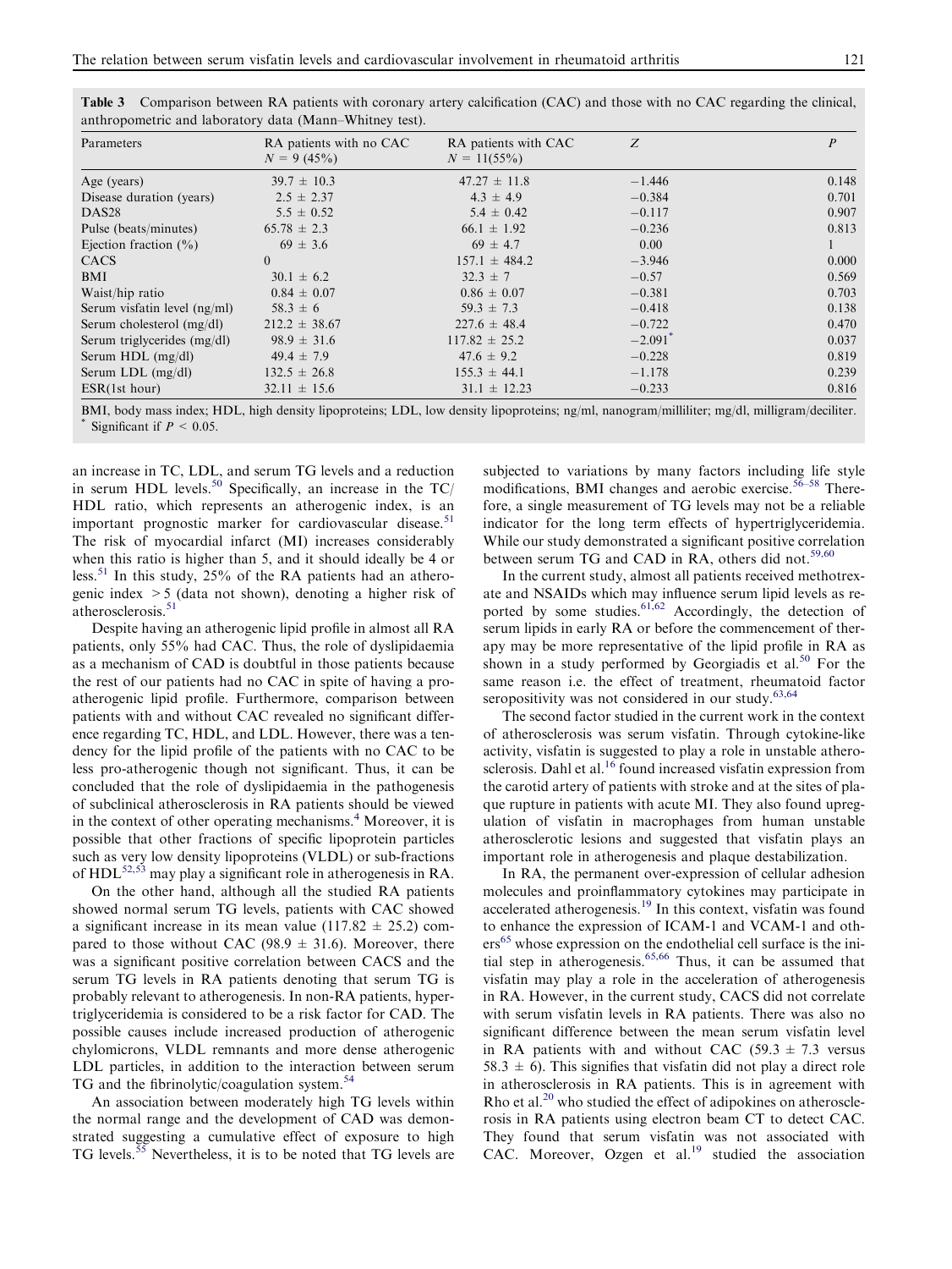**Table 3** Comparison between RA patients with coronary artery calcification (CAC) and those with no CAC regarding the clinical, anthropometric and laboratory data (Mann–Whitney test).

| Parameters | RA patients with no CAC $N = 9$ (45%) | RA patients with CAC $N = 11$(55%) | $Z$ | $P$ |
|---|---|---|---|---|
| Age (years) | 39.7 ± 10.3 | 47.27 ± 11.8 | −1.446 | 0.148 |
| Disease duration (years) | 2.5 ± 2.37 | 4.3 ± 4.9 | −0.384 | 0.701 |
| DAS28 | 5.5 ± 0.52 | 5.4 ± 0.42 | −0.117 | 0.907 |
| Pulse (beats/minutes) | 65.78 ± 2.3 | 66.1 ± 1.92 | −0.236 | 0.813 |
| Ejection fraction (%) | 69 ± 3.6 | 69 ± 4.7 | 0.00 | 1 |
| CACS | 0 | 157.1 ± 484.2 | −3.946 | 0.000 |
| BMI | 30.1 ± 6.2 | 32.3 ± 7 | −0.57 | 0.569 |
| Waist/hip ratio | 0.84 ± 0.07 | 0.86 ± 0.07 | −0.381 | 0.703 |
| Serum visfatin level (ng/ml) | 58.3 ± 6 | 59.3 ± 7.3 | −0.418 | 0.138 |
| Serum cholesterol (mg/dl) | 212.2 ± 38.67 | 227.6 ± 48.4 | −0.722 | 0.470 |
| Serum triglycerides (mg/dl) | 98.9 ± 31.6 | 117.82 ± 25.2 | −2.091* | 0.037 |
| Serum HDL (mg/dl) | 49.4 ± 7.9 | 47.6 ± 9.2 | −0.228 | 0.819 |
| Serum LDL (mg/dl) | 132.5 ± 26.8 | 155.3 ± 44.1 | −1.178 | 0.239 |
| ESR(1st hour) | 32.11 ± 15.6 | 31.1 ± 12.23 | −0.233 | 0.816 |

BMI, body mass index; HDL, high density lipoproteins; LDL, low density lipoproteins; ng/ml, nanogram/milliliter; mg/dl, milligram/deciliter.
* Significant if $P < 0.05$.

an increase in TC, LDL, and serum TG levels and a reduction in serum HDL levels.[50] Specifically, an increase in the TC/HDL ratio, which represents an atherogenic index, is an important prognostic marker for cardiovascular disease.[51] The risk of myocardial infarct (MI) increases considerably when this ratio is higher than 5, and it should ideally be 4 or less.[51] In this study, 25% of the RA patients had an atherogenic index > 5 (data not shown), denoting a higher risk of atherosclerosis.[51]

Despite having an atherogenic lipid profile in almost all RA patients, only 55% had CAC. Thus, the role of dyslipidaemia as a mechanism of CAD is doubtful in those patients because the rest of our patients had no CAC in spite of having a pro-atherogenic lipid profile. Furthermore, comparison between patients with and without CAC revealed no significant difference regarding TC, HDL, and LDL. However, there was a tendency for the lipid profile of the patients with no CAC to be less pro-atherogenic though not significant. Thus, it can be concluded that the role of dyslipidaemia in the pathogenesis of subclinical atherosclerosis in RA patients should be viewed in the context of other operating mechanisms.[4] Moreover, it is possible that other fractions of specific lipoprotein particles such as very low density lipoproteins (VLDL) or sub-fractions of HDL[52,53] may play a significant role in atherogenesis in RA.

On the other hand, although all the studied RA patients showed normal serum TG levels, patients with CAC showed a significant increase in its mean value (117.82 ± 25.2) compared to those without CAC (98.9 ± 31.6). Moreover, there was a significant positive correlation between CACS and the serum TG levels in RA patients denoting that serum TG is probably relevant to atherogenesis. In non-RA patients, hypertriglyceridemia is considered to be a risk factor for CAD. The possible causes include increased production of atherogenic chylomicrons, VLDL remnants and more dense atherogenic LDL particles, in addition to the interaction between serum TG and the fibrinolytic/coagulation system.[54]

An association between moderately high TG levels within the normal range and the development of CAD was demonstrated suggesting a cumulative effect of exposure to high TG levels.[55] Nevertheless, it is to be noted that TG levels are subjected to variations by many factors including life style modifications, BMI changes and aerobic exercise.[56–58] Therefore, a single measurement of TG levels may not be a reliable indicator for the long term effects of hypertriglyceridemia. While our study demonstrated a significant positive correlation between serum TG and CAD in RA, others did not.[59,60]

In the current study, almost all patients received methotrexate and NSAIDs which may influence serum lipid levels as reported by some studies.[61,62] Accordingly, the detection of serum lipids in early RA or before the commencement of therapy may be more representative of the lipid profile in RA as shown in a study performed by Georgiadis et al.[50] For the same reason i.e. the effect of treatment, rheumatoid factor seropositivity was not considered in our study.[63,64]

The second factor studied in the current work in the context of atherosclerosis was serum visfatin. Through cytokine-like activity, visfatin is suggested to play a role in unstable atherosclerosis. Dahl et al.[16] found increased visfatin expression from the carotid artery of patients with stroke and at the sites of plaque rupture in patients with acute MI. They also found upregulation of visfatin in macrophages from human unstable atherosclerotic lesions and suggested that visfatin plays an important role in atherogenesis and plaque destabilization.

In RA, the permanent over-expression of cellular adhesion molecules and proinflammatory cytokines may participate in accelerated atherogenesis.[19] In this context, visfatin was found to enhance the expression of ICAM-1 and VCAM-1 and others[65] whose expression on the endothelial cell surface is the initial step in atherogenesis.[65,66] Thus, it can be assumed that visfatin may play a role in the acceleration of atherogenesis in RA. However, in the current study, CACS did not correlate with serum visfatin levels in RA patients. There was also no significant difference between the mean serum visfatin level in RA patients with and without CAC (59.3 ± 7.3 versus 58.3 ± 6). This signifies that visfatin did not play a direct role in atherosclerosis in RA patients. This is in agreement with Rho et al.[20] who studied the effect of adipokines on atherosclerosis in RA patients using electron beam CT to detect CAC. They found that serum visfatin was not associated with CAC. Moreover, Ozgen et al.[19] studied the association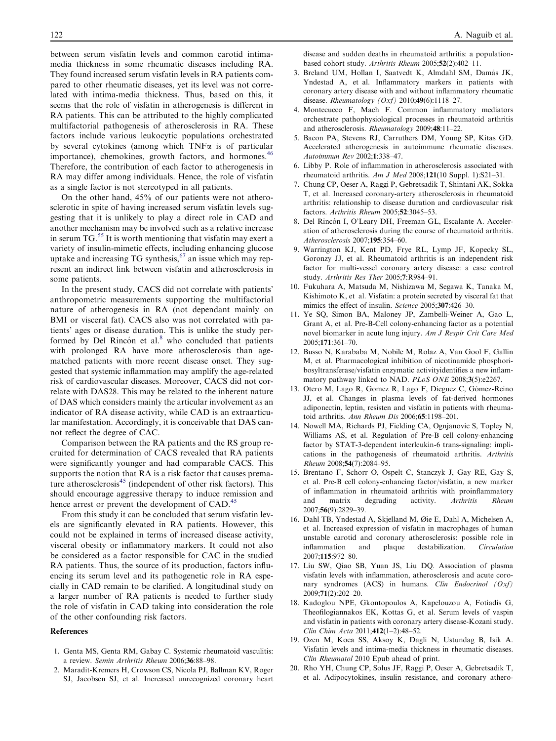between serum visfatin levels and common carotid intima-media thickness in some rheumatic diseases including RA. They found increased serum visfatin levels in RA patients compared to other rheumatic diseases, yet its level was not correlated with intima-media thickness. Thus, based on this, it seems that the role of visfatin in atherogenesis is different in RA patients. This can be attributed to the highly complicated multifactorial pathogenesis of atherosclerosis in RA. These factors include various leukocytic populations orchestrated by several cytokines (among which TNFα is of particular importance), chemokines, growth factors, and hormones.[46] Therefore, the contribution of each factor to atherogenesis in RA may differ among individuals. Hence, the role of visfatin as a single factor is not stereotyped in all patients.

On the other hand, 45% of our patients were not atherosclerotic in spite of having increased serum visfatin levels suggesting that it is unlikely to play a direct role in CAD and another mechanism may be involved such as a relative increase in serum TG.[55] It is worth mentioning that visfatin may exert a variety of insulin-mimetic effects, including enhancing glucose uptake and increasing TG synthesis,[67] an issue which may represent an indirect link between visfatin and atherosclerosis in some patients.

In the present study, CACS did not correlate with patients' anthropometric measurements supporting the multifactorial nature of atherogenesis in RA (not dependant mainly on BMI or visceral fat). CACS also was not correlated with patients' ages or disease duration. This is unlike the study performed by Del Rincón et al.[8] who concluded that patients with prolonged RA have more atherosclerosis than age-matched patients with more recent disease onset. They suggested that systemic inflammation may amplify the age-related risk of cardiovascular diseases. Moreover, CACS did not correlate with DAS28. This may be related to the inherent nature of DAS which considers mainly the articular involvement as an indicator of RA disease activity, while CAD is an extraarticular manifestation. Accordingly, it is conceivable that DAS cannot reflect the degree of CAC.

Comparison between the RA patients and the RS group recruited for determination of CACS revealed that RA patients were significantly younger and had comparable CACS. This supports the notion that RA is a risk factor that causes premature atherosclerosis[45] (independent of other risk factors). This should encourage aggressive therapy to induce remission and hence arrest or prevent the development of CAD.[45]

From this study it can be concluded that serum visfatin levels are significantly elevated in RA patients. However, this could not be explained in terms of increased disease activity, visceral obesity or inflammatory markers. It could not also be considered as a factor responsible for CAC in the studied RA patients. Thus, the source of its production, factors influencing its serum level and its pathogenetic role in RA especially in CAD remain to be clarified. A longitudinal study on a larger number of RA patients is needed to further study the role of visfatin in CAD taking into consideration the role of the other confounding risk factors.

## References

1. Genta MS, Genta RM, Gabay C. Systemic rheumatoid vasculitis: a review. *Semin Arthritis Rheum* 2006;**36**:88–98.
2. Maradit-Kremers H, Crowson CS, Nicola PJ, Ballman KV, Roger SJ, Jacobsen SJ, et al. Increased unrecognized coronary heart disease and sudden deaths in rheumatoid arthritis: a population-based cohort study. *Arthritis Rheum* 2005;**52**(2):402–11.
3. Breland UM, Hollan I, Saatvedt K, Almdahl SM, Damås JK, Yndestad A, et al. Inflammatory markers in patients with coronary artery disease with and without inflammatory rheumatic disease. *Rheumatology (Oxf)* 2010;**49**(6):1118–27.
4. Montecucco F, Mach F. Common inflammatory mediators orchestrate pathophysiological processes in rheumatoid arthritis and atherosclerosis. *Rheumatology* 2009;**48**:11–22.
5. Bacon PA, Stevens RJ, Carruthers DM, Young SP, Kitas GD. Accelerated atherogenesis in autoimmune rheumatic diseases. *Autoimmun Rev* 2002;**1**:338–47.
6. Libby P. Role of inflammation in atherosclerosis associated with rheumatoid arthritis. *Am J Med* 2008;**121**(10 Suppl. 1):S21–31.
7. Chung CP, Oeser A, Raggi P, Gebretsadik T, Shintani AK, Sokka T, et al. Increased coronary-artery atherosclerosis in rheumatoid arthritis: relationship to disease duration and cardiovascular risk factors. *Arthritis Rheum* 2005;**52**:3045–53.
8. Del Rincón I, O'Leary DH, Freeman GL, Escalante A. Acceleration of atherosclerosis during the course of rheumatoid arthritis. *Atherosclerosis* 2007;**195**:354–60.
9. Warrington KJ, Kent PD, Frye RL, Lymp JF, Kopecky SL, Goronzy JJ, et al. Rheumatoid arthritis is an independent risk factor for multi-vessel coronary artery disease: a case control study. *Arthritis Res Ther* 2005;**7**:R984–91.
10. Fukuhara A, Matsuda M, Nishizawa M, Segawa K, Tanaka M, Kishimoto K, et al. Visfatin: a protein secreted by visceral fat that mimics the effect of insulin. *Science* 2005;**307**:426–30.
11. Ye SQ, Simon BA, Maloney JP, Zambelli-Weiner A, Gao L, Grant A, et al. Pre-B-Cell colony-enhancing factor as a potential novel biomarker in acute lung injury. *Am J Respir Crit Care Med* 2005;**171**:361–70.
12. Busso N, Karababa M, Nobile M, Rolaz A, Van Gool F, Gallin M, et al. Pharmacological inhibition of nicotinamide phosphoribosyltransferase/visfatin enzymatic activityidentifies a new inflammatory pathway linked to NAD. *PLoS ONE* 2008;**3**(5):e2267.
13. Otero M, Lago R, Gomez R, Lago F, Dieguez C, Gómez-Reino JJ, et al. Changes in plasma levels of fat-derived hormones adiponectin, leptin, resisten and visfatin in patients with rheumatoid arthritis. *Ann Rheum Dis* 2006;**65**:1198–201.
14. Nowell MA, Richards PJ, Fielding CA, Ognjanovic S, Topley N, Williams AS, et al. Regulation of Pre-B cell colony-enhancing factor by STAT-3-dependent interleukin-6 trans-signaling: implications in the pathogenesis of rheumatoid arthritis. *Arthritis Rheum* 2008;**54**(7):2084–95.
15. Brentano F, Schorr O, Ospelt C, Stanczyk J, Gay RE, Gay S, et al. Pre-B cell colony-enhancing factor/visfatin, a new marker of inflammation in rheumatoid arthritis with proinflammatory and matrix degrading activity. *Arthritis Rheum* 2007;**56**(9):2829–39.
16. Dahl TB, Yndestad A, Skjelland M, Øie E, Dahl A, Michelsen A, et al. Increased expression of visfatin in macrophages of human unstable carotid and coronary atherosclerosis: possible role in inflammation and plaque destabilization. *Circulation* 2007;**115**:972–80.
17. Liu SW, Qiao SB, Yuan JS, Liu DQ. Association of plasma visfatin levels with inflammation, atherosclerosis and acute coronary syndromes (ACS) in humans. *Clin Endocrinol (Oxf)* 2009;**71**(2):202–20.
18. Kadoglou NPE, Gkontopoulos A, Kapelouzou A, Fotiadis G, Theofilogiannakos EK, Kottas G, et al. Serum levels of vaspin and visfatin in patients with coronary artery disease-Kozani study. *Clin Chim Acta* 2011;**412**(1–2):48–52.
19. Ozen M, Koca SS, Aksoy K, Dagli N, Ustundag B, Isik A. Visfatin levels and intima-media thickness in rheumatic diseases. *Clin Rheumatol* 2010 Epub ahead of print.
20. Rho YH, Chung CP, Solus JF, Raggi P, Oeser A, Gebretsadik T, et al. Adipocytokines, insulin resistance, and coronary athero-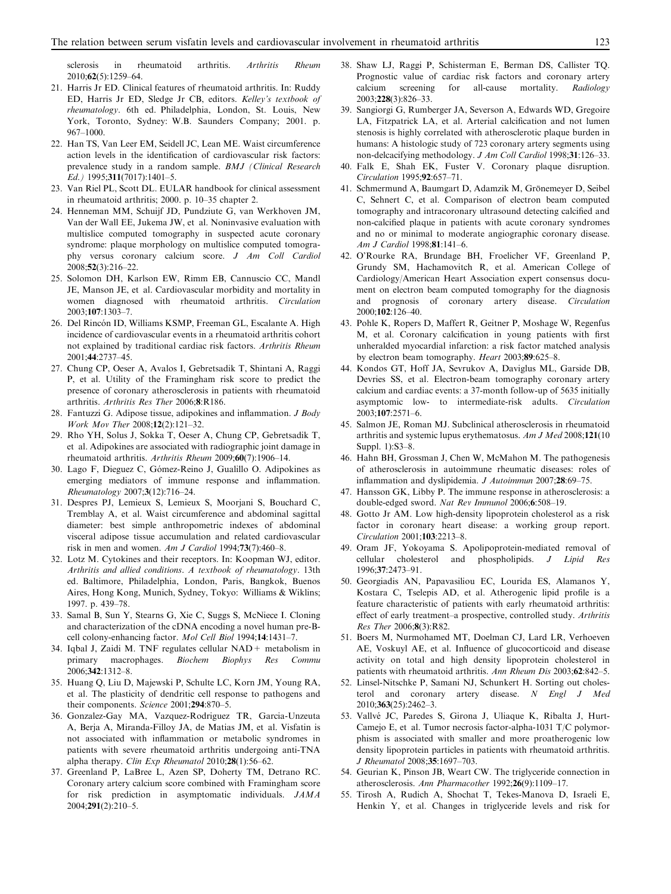sclerosis in rheumatoid arthritis. *Arthritis Rheum* 2010;**62**(5):1259–64.

21. Harris Jr ED. Clinical features of rheumatoid arthritis. In: Ruddy ED, Harris Jr ED, Sledge Jr CB, editors. *Kelley's textbook of rheumatology*. 6th ed. Philadelphia, London, St. Louis, New York, Toronto, Sydney: W.B. Saunders Company; 2001. p. 967–1000.
22. Han TS, Van Leer EM, Seidell JC, Lean ME. Waist circumference action levels in the identification of cardiovascular risk factors: prevalence study in a random sample. *BMJ (Clinical Research Ed.)* 1995;**311**(7017):1401–5.
23. Van Riel PL, Scott DL. EULAR handbook for clinical assessment in rheumatoid arthritis; 2000. p. 10–35 chapter 2.
24. Henneman MM, Schuijf JD, Pundziute G, van Werkhoven JM, Van der Wall EE, Jukema JW, et al. Noninvasive evaluation with multislice computed tomography in suspected acute coronary syndrome: plaque morphology on multislice computed tomography versus coronary calcium score. *J Am Coll Cardiol* 2008;**52**(3):216–22.
25. Solomon DH, Karlson EW, Rimm EB, Cannuscio CC, Mandl JE, Manson JE, et al. Cardiovascular morbidity and mortality in women diagnosed with rheumatoid arthritis. *Circulation* 2003;**107**:1303–7.
26. Del Rincón ID, Williams KSMP, Freeman GL, Escalante A. High incidence of cardiovascular events in a rheumatoid arthritis cohort not explained by traditional cardiac risk factors. *Arthritis Rheum* 2001;**44**:2737–45.
27. Chung CP, Oeser A, Avalos I, Gebretsadik T, Shintani A, Raggi P, et al. Utility of the Framingham risk score to predict the presence of coronary atherosclerosis in patients with rheumatoid arthritis. *Arthritis Res Ther* 2006;**8**:R186.
28. Fantuzzi G. Adipose tissue, adipokines and inflammation. *J Body Work Mov Ther* 2008;**12**(2):121–32.
29. Rho YH, Solus J, Sokka T, Oeser A, Chung CP, Gebretsadik T, et al. Adipokines are associated with radiographic joint damage in rheumatoid arthritis. *Arthritis Rheum* 2009;**60**(7):1906–14.
30. Lago F, Dieguez C, Gómez-Reino J, Gualillo O. Adipokines as emerging mediators of immune response and inflammation. *Rheumatology* 2007;**3**(12):716–24.
31. Despres PJ, Lemieux S, Lemieux S, Moorjani S, Bouchard C, Tremblay A, et al. Waist circumference and abdominal sagittal diameter: best simple anthropometric indexes of abdominal visceral adipose tissue accumulation and related cardiovascular risk in men and women. *Am J Cardiol* 1994;**73**(7):460–8.
32. Lotz M. Cytokines and their receptors. In: Koopman WJ, editor. *Arthritis and allied conditions. A textbook of rheumatology*. 13th ed. Baltimore, Philadelphia, London, Paris, Bangkok, Buenos Aires, Hong Kong, Munich, Sydney, Tokyo: Williams & Wiklins; 1997. p. 439–78.
33. Samal B, Sun Y, Stearns G, Xie C, Suggs S, McNiece I. Cloning and characterization of the cDNA encoding a novel human pre-B-cell colony-enhancing factor. *Mol Cell Biol* 1994;**14**:1431–7.
34. Iqbal J, Zaidi M. TNF regulates cellular NAD+ metabolism in primary macrophages. *Biochem Biophys Res Commu* 2006;**342**:1312–8.
35. Huang Q, Liu D, Majewski P, Schulte LC, Korn JM, Young RA, et al. The plasticity of dendritic cell response to pathogens and their components. *Science* 2001;**294**:870–5.
36. Gonzalez-Gay MA, Vazquez-Rodriguez TR, Garcia-Unzeuta A, Berja A, Miranda-Filloy JA, de Matias JM, et al. Visfatin is not associated with inflammation or metabolic syndromes in patients with severe rheumatoid arthritis undergoing anti-TNA alpha therapy. *Clin Exp Rheumatol* 2010;**28**(1):56–62.
37. Greenland P, LaBree L, Azen SP, Doherty TM, Detrano RC. Coronary artery calcium score combined with Framingham score for risk prediction in asymptomatic individuals. *JAMA* 2004;**291**(2):210–5.
38. Shaw LJ, Raggi P, Schisterman E, Berman DS, Callister TQ. Prognostic value of cardiac risk factors and coronary artery calcium screening for all-cause mortality. *Radiology* 2003;**228**(3):826–33.
39. Sangiorgi G, Rumberger JA, Severson A, Edwards WD, Gregoire LA, Fitzpatrick LA, et al. Arterial calcification and not lumen stenosis is highly correlated with atherosclerotic plaque burden in humans: A histologic study of 723 coronary artery segments using non-delcacifying methodology. *J Am Coll Cardiol* 1998;**31**:126–33.
40. Falk E, Shah EK, Fuster V. Coronary plaque disruption. *Circulation* 1995;**92**:657–71.
41. Schmermund A, Baumgart D, Adamzik M, Grönemeyer D, Seibel C, Sehnert C, et al. Comparison of electron beam computed tomography and intracoronary ultrasound detecting calcified and non-calcified plaque in patients with acute coronary syndromes and no or minimal to moderate angiographic coronary disease. *Am J Cardiol* 1998;**81**:141–6.
42. O'Rourke RA, Brundage BH, Froelicher VF, Greenland P, Grundy SM, Hachamovitch R, et al. American College of Cardiology/American Heart Association expert consensus document on electron beam computed tomography for the diagnosis and prognosis of coronary artery disease. *Circulation* 2000;**102**:126–40.
43. Pohle K, Ropers D, Maffert R, Geitner P, Moshage W, Regenfus M, et al. Coronary calcification in young patients with first unheralded myocardial infarction: a risk factor matched analysis by electron beam tomography. *Heart* 2003;**89**:625–8.
44. Kondos GT, Hoff JA, Sevrukov A, Daviglus ML, Garside DB, Devries SS, et al. Electron-beam tomography coronary artery calcium and cardiac events: a 37-month follow-up of 5635 initially asymptomic low- to intermediate-risk adults. *Circulation* 2003;**107**:2571–6.
45. Salmon JE, Roman MJ. Subclinical atherosclerosis in rheumatoid arthritis and systemic lupus erythematosus. *Am J Med* 2008;**121**(10 Suppl. 1):S3–8.
46. Hahn BH, Grossman J, Chen W, McMahon M. The pathogenesis of atherosclerosis in autoimmune rheumatic diseases: roles of inflammation and dyslipidemia. *J Autoimmun* 2007;**28**:69–75.
47. Hansson GK, Libby P. The immune response in atherosclerosis: a double-edged sword. *Nat Rev Immunol* 2006;**6**:508–19.
48. Gotto Jr AM. Low high-density lipoprotein cholesterol as a risk factor in coronary heart disease: a working group report. *Circulation* 2001;**103**:2213–8.
49. Oram JF, Yokoyama S. Apolipoprotein-mediated removal of cellular cholesterol and phospholipids. *J Lipid Res* 1996;**37**:2473–91.
50. Georgiadis AN, Papavasiliou EC, Lourida ES, Alamanos Y, Kostara C, Tselepis AD, et al. Atherogenic lipid profile is a feature characteristic of patients with early rheumatoid arthritis: effect of early treatment–a prospective, controlled study. *Arthritis Res Ther* 2006;**8**(3):R82.
51. Boers M, Nurmohamed MT, Doelman CJ, Lard LR, Verhoeven AE, Voskuyl AE, et al. Influence of glucocorticoid and disease activity on total and high density lipoprotein cholesterol in patients with rheumatoid arthritis. *Ann Rheum Dis* 2003;**62**:842–5.
52. Linsel-Nitschke P, Samani NJ, Schunkert H. Sorting out cholesterol and coronary artery disease. *N Engl J Med* 2010;**363**(25):2462–3.
53. Vallvé JC, Paredes S, Girona J, Uliaque K, Ribalta J, Hurt-Camejo E, et al. Tumor necrosis factor-alpha-1031 T/C polymorphism is associated with smaller and more proatherogenic low density lipoprotein particles in patients with rheumatoid arthritis. *J Rheumatol* 2008;**35**:1697–703.
54. Geurian K, Pinson JB, Weart CW. The triglyceride connection in atherosclerosis. *Ann Pharmacother* 1992;**26**(9):1109–17.
55. Tirosh A, Rudich A, Shochat T, Tekes-Manova D, Israeli E, Henkin Y, et al. Changes in triglyceride levels and risk for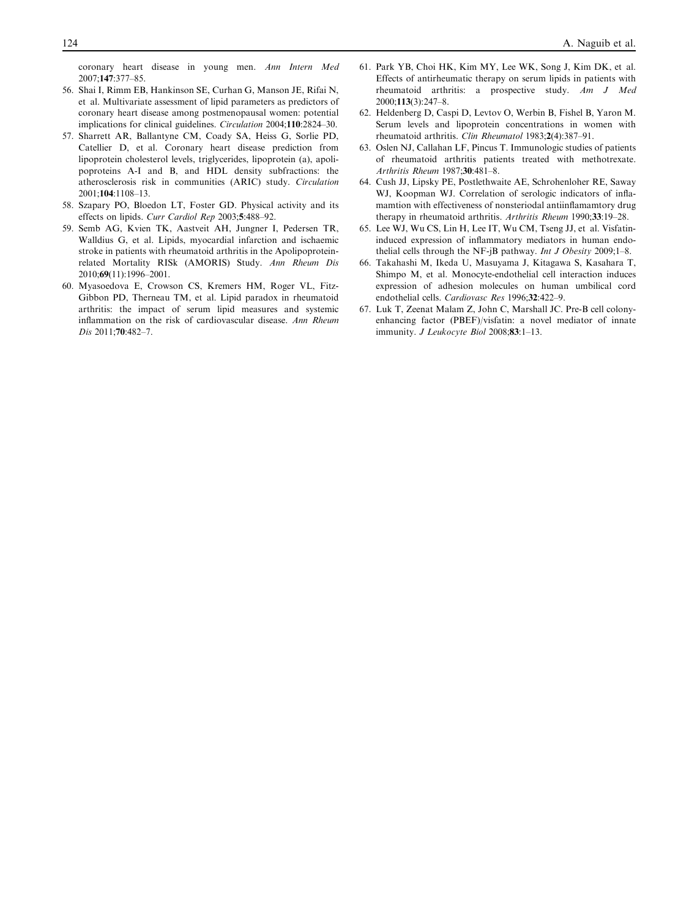coronary heart disease in young men. *Ann Intern Med* 2007;**147**:377–85.

56. Shai I, Rimm EB, Hankinson SE, Curhan G, Manson JE, Rifai N, et al. Multivariate assessment of lipid parameters as predictors of coronary heart disease among postmenopausal women: potential implications for clinical guidelines. *Circulation* 2004;**110**:2824–30.
57. Sharrett AR, Ballantyne CM, Coady SA, Heiss G, Sorlie PD, Catellier D, et al. Coronary heart disease prediction from lipoprotein cholesterol levels, triglycerides, lipoprotein (a), apolipoproteins A-I and B, and HDL density subfractions: the atherosclerosis risk in communities (ARIC) study. *Circulation* 2001;**104**:1108–13.
58. Szapary PO, Bloedon LT, Foster GD. Physical activity and its effects on lipids. *Curr Cardiol Rep* 2003;**5**:488–92.
59. Semb AG, Kvien TK, Aastveit AH, Jungner I, Pedersen TR, Walldius G, et al. Lipids, myocardial infarction and ischaemic stroke in patients with rheumatoid arthritis in the Apolipoprotein-related Mortality RISk (AMORIS) Study. *Ann Rheum Dis* 2010;**69**(11):1996–2001.
60. Myasoedova E, Crowson CS, Kremers HM, Roger VL, Fitz-Gibbon PD, Therneau TM, et al. Lipid paradox in rheumatoid arthritis: the impact of serum lipid measures and systemic inflammation on the risk of cardiovascular disease. *Ann Rheum Dis* 2011;**70**:482–7.
61. Park YB, Choi HK, Kim MY, Lee WK, Song J, Kim DK, et al. Effects of antirheumatic therapy on serum lipids in patients with rheumatoid arthritis: a prospective study. *Am J Med* 2000;**113**(3):247–8.
62. Heldenberg D, Caspi D, Levtov O, Werbin B, Fishel B, Yaron M. Serum levels and lipoprotein concentrations in women with rheumatoid arthritis. *Clin Rheumatol* 1983;**2**(4):387–91.
63. Oslen NJ, Callahan LF, Pincus T. Immunologic studies of patients of rheumatoid arthritis patients treated with methotrexate. *Arthritis Rheum* 1987;**30**:481–8.
64. Cush JJ, Lipsky PE, Postlethwaite AE, Schrohenloher RE, Saway WJ, Koopman WJ. Correlation of serologic indicators of inflamamtion with effectiveness of nonsteriodal antiinflamamtory drug therapy in rheumatoid arthritis. *Arthritis Rheum* 1990;**33**:19–28.
65. Lee WJ, Wu CS, Lin H, Lee IT, Wu CM, Tseng JJ, et al. Visfatin-induced expression of inflammatory mediators in human endothelial cells through the NF-jB pathway. *Int J Obesity* 2009;1–8.
66. Takahashi M, Ikeda U, Masuyama J, Kitagawa S, Kasahara T, Shimpo M, et al. Monocyte-endothelial cell interaction induces expression of adhesion molecules on human umbilical cord endothelial cells. *Cardiovasc Res* 1996;**32**:422–9.
67. Luk T, Zeenat Malam Z, John C, Marshall JC. Pre-B cell colony-enhancing factor (PBEF)/visfatin: a novel mediator of innate immunity. *J Leukocyte Biol* 2008;**83**:1–13.